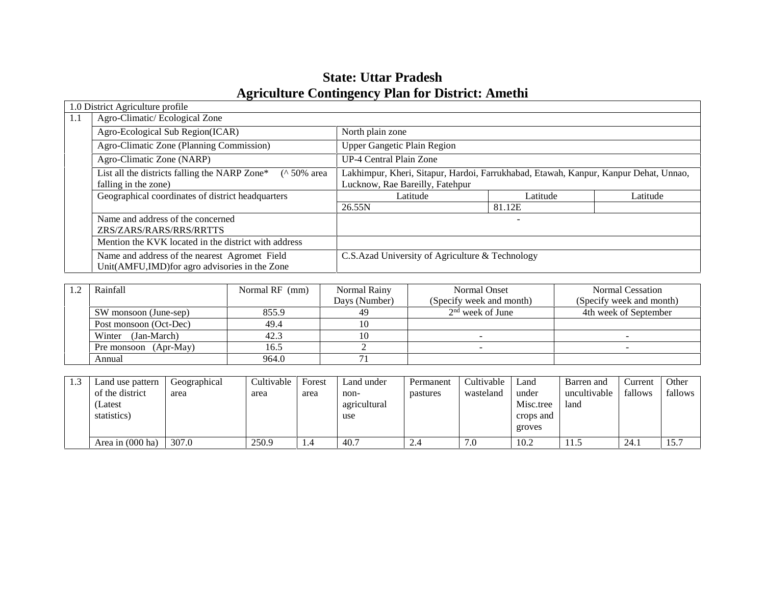# State: Uttar Pradesh
## Agriculture Contingency Plan for District: Amethi

| 1.0 District Agriculture profile | | | | |
|---|---|---|---|---|
| 1.1 | Agro-Climatic/ Ecological Zone | | | |
| | Agro-Ecological Sub Region(ICAR) | North plain zone | | |
| | Agro-Climatic Zone (Planning Commission) | Upper Gangetic Plain Region | | |
| | Agro-Climatic Zone (NARP) | UP-4 Central Plain Zone | | |
| | List all the districts falling the NARP Zone* (^ 50% area falling in the zone) | Lakhimpur, Kheri, Sitapur, Hardoi, Farrukhabad, Etawah, Kanpur, Kanpur Dehat, Unnao, Lucknow, Rae Bareilly, Fatehpur | | |
| | Geographical coordinates of district headquarters | Latitude | Latitude | Latitude |
| | | 26.55N | 81.12E | |
| | Name and address of the concerned ZRS/ZARS/RARS/RRS/RRTTS | - | | |
| | Mention the KVK located in the district with address | | | |
| | Name and address of the nearest Agromet Field Unit(AMFU,IMD)for agro advisories in the Zone | C.S.Azad University of Agriculture & Technology | | |

| 1.2 | Rainfall | Normal RF (mm) | Normal Rainy Days (Number) | Normal Onset (Specify week and month) | Normal Cessation (Specify week and month) |
|---|---|---|---|---|---|
| | SW monsoon (June-sep) | 855.9 | 49 | 2nd week of June | 4th week of September |
| | Post monsoon (Oct-Dec) | 49.4 | 10 | | |
| | Winter (Jan-March) | 42.3 | 10 | - | - |
| | Pre monsoon (Apr-May) | 16.5 | 2 | - | - |
| | Annual | 964.0 | 71 | | |

| 1.3 | Land use pattern of the district (Latest statistics) | Geographical area | Cultivable area | Forest area | Land under non-agricultural use | Permanent pastures | Cultivable wasteland | Land under Misc.tree crops and groves | Barren and uncultivable land | Current fallows | Other fallows |
|---|---|---|---|---|---|---|---|---|---|---|---|
| | Area in (000 ha) | 307.0 | 250.9 | 1.4 | 40.7 | 2.4 | 7.0 | 10.2 | 11.5 | 24.1 | 15.7 |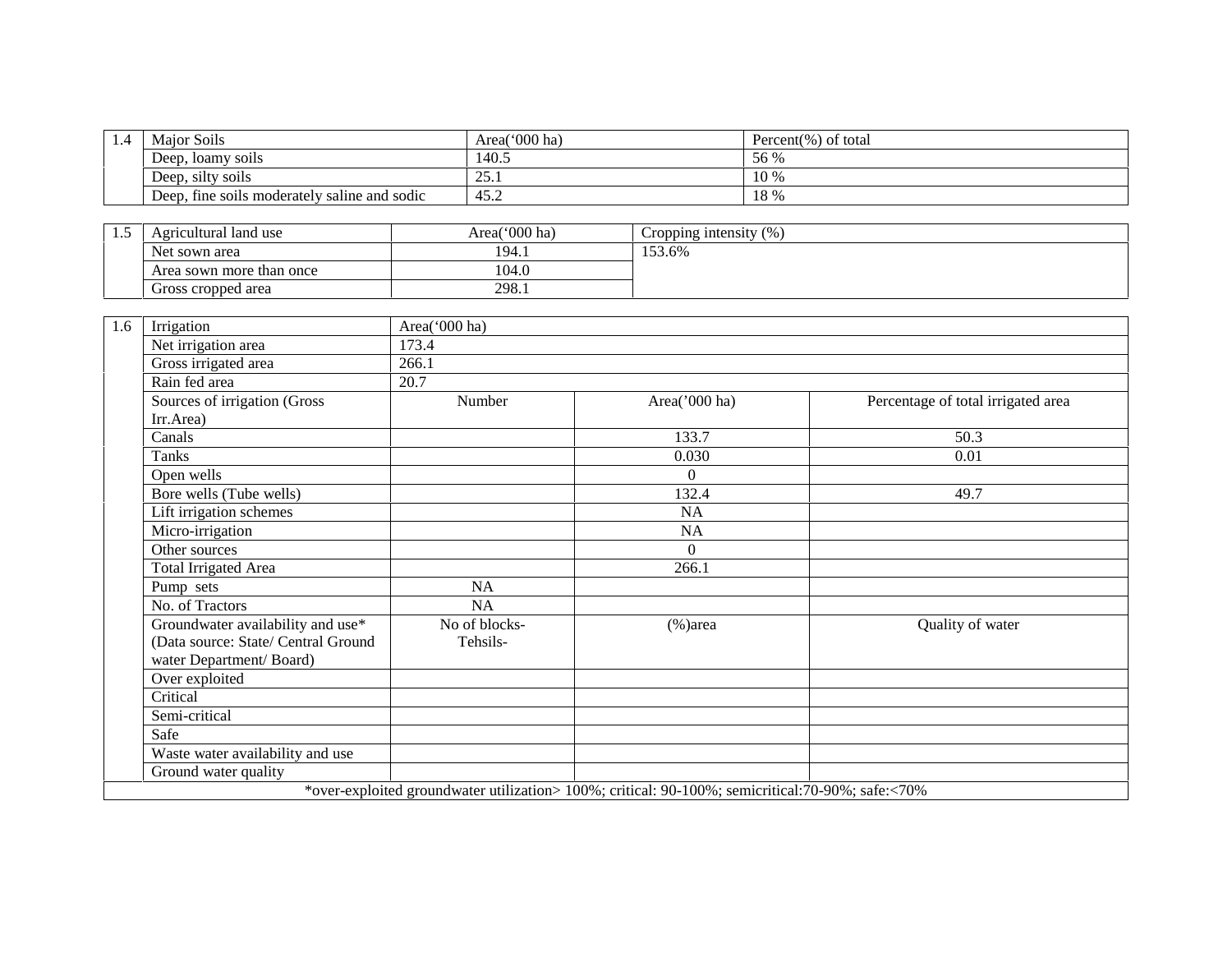| 1.4 | Major Soils | Area('000 ha) | Percent(%) of total |
|---|---|---|---|
| | Deep, loamy soils | 140.5 | 56 % |
| | Deep, silty soils | 25.1 | 10 % |
| | Deep, fine soils moderately saline and sodic | 45.2 | 18 % |

| 1.5 | Agricultural land use | Area('000 ha) | Cropping intensity (%) |
|---|---|---|---|
| | Net sown area | 194.1 | 153.6% |
| | Area sown more than once | 104.0 | |
| | Gross cropped area | 298.1 | |

| 1.6 | Irrigation | Area('000 ha) | | |
|---|---|---|---|---|
| | Net irrigation area | 173.4 | | |
| | Gross irrigated area | 266.1 | | |
| | Rain fed area | 20.7 | | |
| | Sources of irrigation (Gross Irr.Area) | Number | Area('000 ha) | Percentage of total irrigated area |
| | Canals | | 133.7 | 50.3 |
| | Tanks | | 0.030 | 0.01 |
| | Open wells | | 0 | |
| | Bore wells (Tube wells) | | 132.4 | 49.7 |
| | Lift irrigation schemes | | NA | |
| | Micro-irrigation | | NA | |
| | Other sources | | 0 | |
| | Total Irrigated Area | | 266.1 | |
| | Pump sets | NA | | |
| | No. of Tractors | NA | | |
| | Groundwater availability and use* (Data source: State/ Central Ground water Department/ Board) | No of blocks- Tehsils- | (%)area | Quality of water |
| | Over exploited | | | |
| | Critical | | | |
| | Semi-critical | | | |
| | Safe | | | |
| | Waste water availability and use | | | |
| | Ground water quality | | | |

*over-exploited groundwater utilization> 100%; critical: 90-100%; semicritical:70-90%; safe:<70%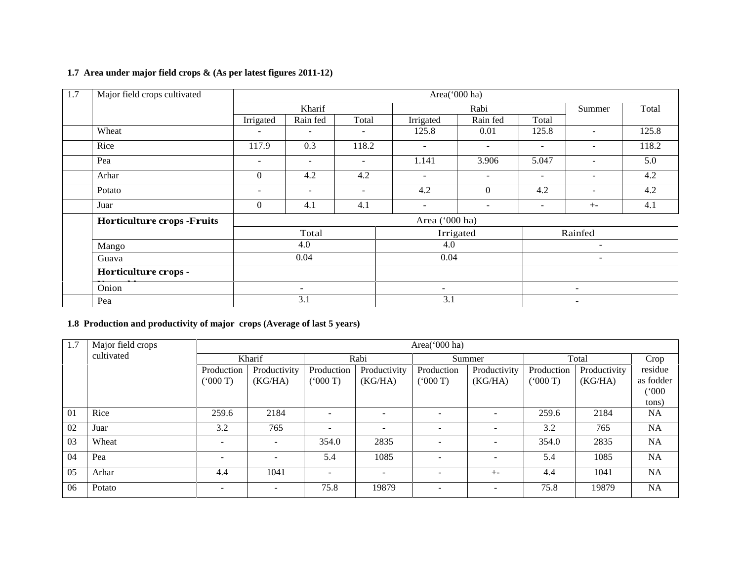**1.7 Area under major field crops & (As per latest figures 2011-12)**

| 1.7 | Major field crops cultivated | Area('000 ha) | | | | | | | |
|---|---|---|---|---|---|---|---|---|---|
| | | Kharif | | | Rabi | | | Summer | Total |
| | | Irrigated | Rain fed | Total | Irrigated | Rain fed | Total | | |
| | Wheat | - | - | - | 125.8 | 0.01 | 125.8 | - | 125.8 |
| | Rice | 117.9 | 0.3 | 118.2 | - | - | - | - | 118.2 |
| | Pea | - | - | - | 1.141 | 3.906 | 5.047 | - | 5.0 |
| | Arhar | 0 | 4.2 | 4.2 | - | - | - | - | 4.2 |
| | Potato | - | - | - | 4.2 | 0 | 4.2 | - | 4.2 |
| | Juar | 0 | 4.1 | 4.1 | - | - | - | +- | 4.1 |

| | Horticulture crops -Fruits | Area ('000 ha) | | |
|---|---|---|---|---|
| | | Total | Irrigated | Rainfed |
| | Mango | 4.0 | 4.0 | - |
| | Guava | 0.04 | 0.04 | - |
| | Horticulture crops - Vegetables | | | |
| | Onion | - | - | - |
| | Pea | 3.1 | 3.1 | - |

**1.8 Production and productivity of major crops (Average of last 5 years)**

| 1.7 | Major field crops cultivated | Area('000 ha) | | | | | | | | |
|---|---|---|---|---|---|---|---|---|---|---|
| | | Kharif | | Rabi | | Summer | | Total | | Crop residue as fodder ('000 tons) |
| | | Production ('000 T) | Productivity (KG/HA) | Production ('000 T) | Productivity (KG/HA) | Production ('000 T) | Productivity (KG/HA) | Production ('000 T) | Productivity (KG/HA) | |
| 01 | Rice | 259.6 | 2184 | - | - | - | - | 259.6 | 2184 | NA |
| 02 | Juar | 3.2 | 765 | - | - | - | - | 3.2 | 765 | NA |
| 03 | Wheat | - | - | 354.0 | 2835 | - | - | 354.0 | 2835 | NA |
| 04 | Pea | - | - | 5.4 | 1085 | - | - | 5.4 | 1085 | NA |
| 05 | Arhar | 4.4 | 1041 | - | - | - | +- | 4.4 | 1041 | NA |
| 06 | Potato | - | - | 75.8 | 19879 | - | - | 75.8 | 19879 | NA |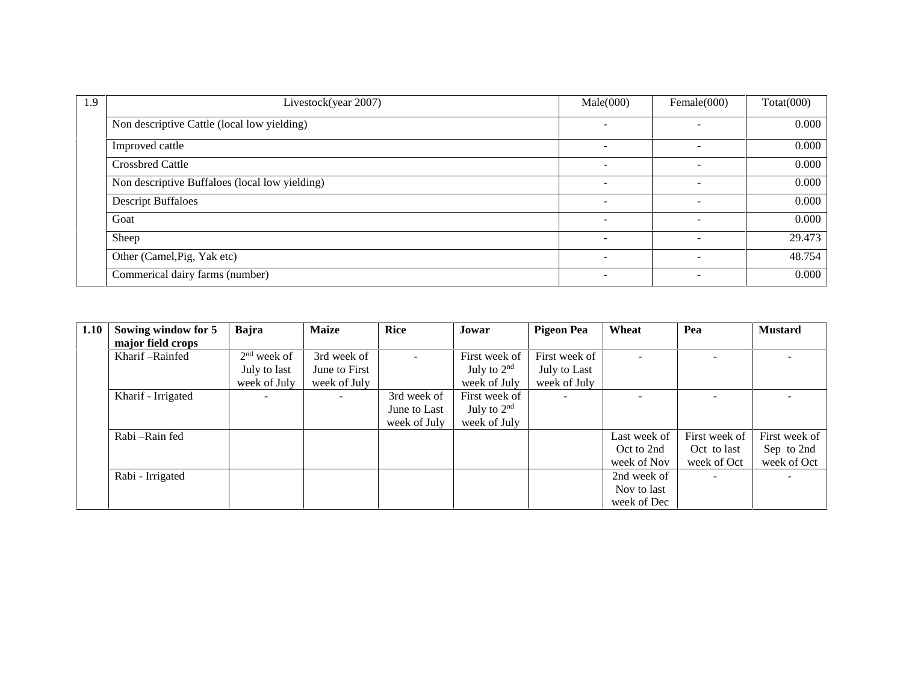| 1.9 | Livestock(year 2007) | Male(000) | Female(000) | Totat(000) |
|---|---|---|---|---|
| | Non descriptive Cattle (local low yielding) | - | - | 0.000 |
| | Improved cattle | - | - | 0.000 |
| | Crossbred Cattle | - | - | 0.000 |
| | Non descriptive Buffaloes (local low yielding) | - | - | 0.000 |
| | Descript Buffaloes | - | - | 0.000 |
| | Goat | - | - | 0.000 |
| | Sheep | - | - | 29.473 |
| | Other (Camel,Pig, Yak etc) | - | - | 48.754 |
| | Commerical dairy farms (number) | - | - | 0.000 |

| 1.10 | Sowing window for 5 major field crops | Bajra | Maize | Rice | Jowar | Pigeon Pea | Wheat | Pea | Mustard |
|---|---|---|---|---|---|---|---|---|---|
| | Kharif –Rainfed | 2nd week of July to last week of July | 3rd week of June to First week of July | - | First week of July to 2nd week of July | First week of July to Last week of July | - | - | - |
| | Kharif - Irrigated | - | - | 3rd week of June to Last week of July | First week of July to 2nd week of July | - | - | - | - |
| | Rabi –Rain fed | | | | | | Last week of Oct to 2nd week of Nov | First week of Oct to last week of Oct | First week of Sep to 2nd week of Oct |
| | Rabi - Irrigated | | | | | | 2nd week of Nov to last week of Dec | - | - |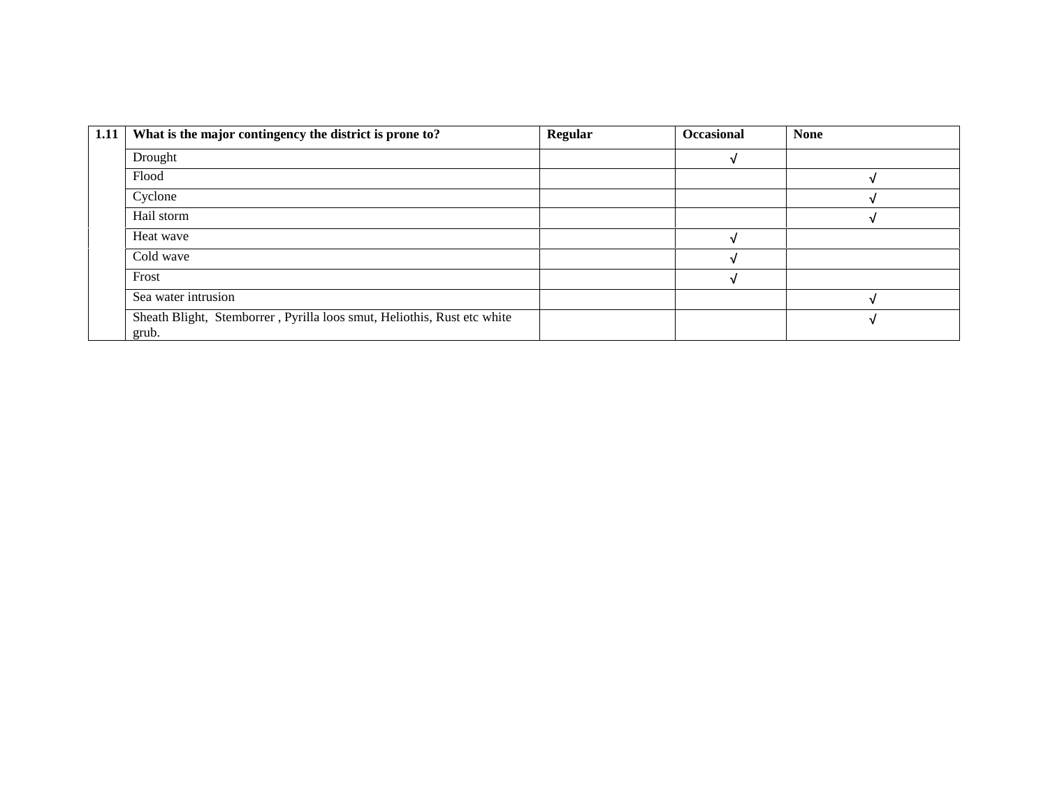| 1.11 | What is the major contingency the district is prone to? | Regular | Occasional | None |
|---|---|---|---|---|
| | Drought | | √ | |
| | Flood | | | √ |
| | Cyclone | | | √ |
| | Hail storm | | | √ |
| | Heat wave | | √ | |
| | Cold wave | | √ | |
| | Frost | | √ | |
| | Sea water intrusion | | | √ |
| | Sheath Blight, Stemborrer , Pyrilla loos smut, Heliothis, Rust etc white grub. | | | √ |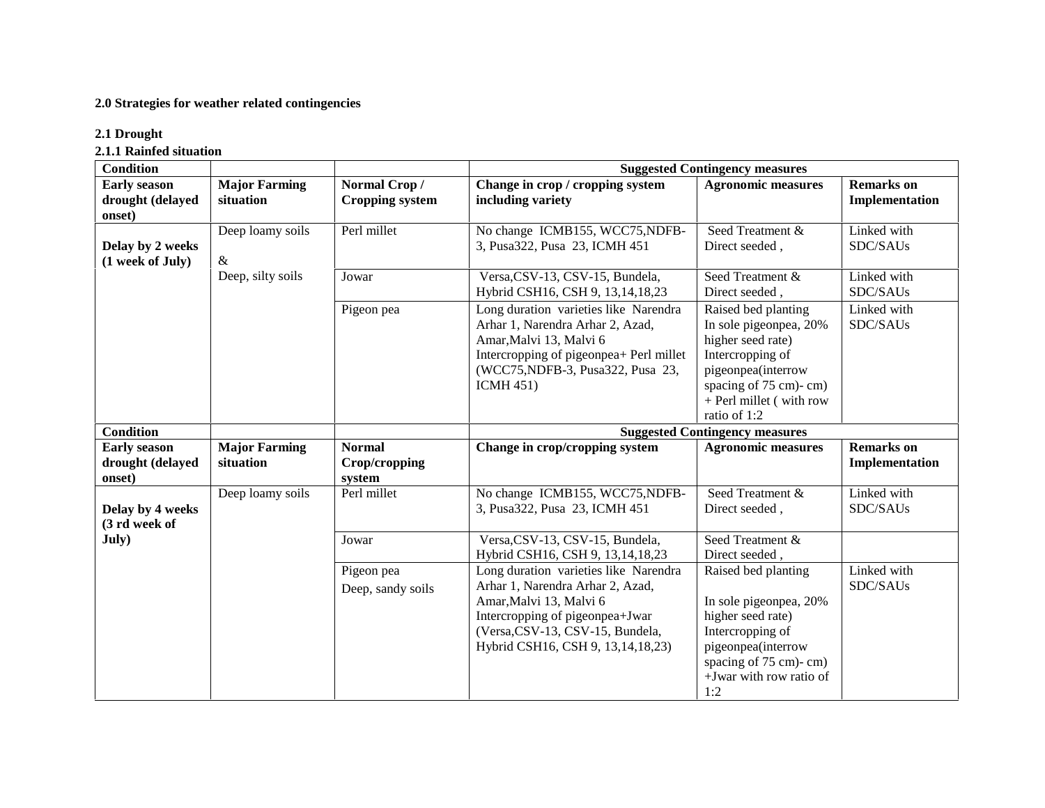**2.0 Strategies for weather related contingencies**

**2.1 Drought**

**2.1.1 Rainfed situation**

| **Condition** | | | **Suggested Contingency measures** | | |
|---|---|---|---|---|---|
| **Early season drought (delayed onset)** | **Major Farming situation** | **Normal Crop / Cropping system** | **Change in crop / cropping system including variety** | **Agronomic measures** | **Remarks on Implementation** |
| **Delay by 2 weeks (1 week of July)** | Deep loamy soils & Deep, silty soils | Perl millet | No change ICMB155, WCC75,NDFB-3, Pusa322, Pusa 23, ICMH 451 | Seed Treatment & Direct seeded , | Linked with SDC/SAUs |
| | | Jowar | Versa,CSV-13, CSV-15, Bundela, Hybrid CSH16, CSH 9, 13,14,18,23 | Seed Treatment & Direct seeded , | Linked with SDC/SAUs |
| | | Pigeon pea | Long duration varieties like Narendra Arhar 1, Narendra Arhar 2, Azad, Amar,Malvi 13, Malvi 6 Intercropping of pigeonpea+ Perl millet (WCC75,NDFB-3, Pusa322, Pusa 23, ICMH 451) | Raised bed planting In sole pigeonpea, 20% higher seed rate) Intercropping of pigeonpea(interrow spacing of 75 cm)- cm) + Perl millet ( with row ratio of 1:2 | Linked with SDC/SAUs |
| **Condition** | | | **Suggested Contingency measures** | | |
| **Early season drought (delayed onset)** | **Major Farming situation** | **Normal Crop/cropping system** | **Change in crop/cropping system** | **Agronomic measures** | **Remarks on Implementation** |
| **Delay by 4 weeks (3 rd week of July)** | Deep loamy soils | Perl millet | No change ICMB155, WCC75,NDFB-3, Pusa322, Pusa 23, ICMH 451 | Seed Treatment & Direct seeded , | Linked with SDC/SAUs |
| | | Jowar | Versa,CSV-13, CSV-15, Bundela, Hybrid CSH16, CSH 9, 13,14,18,23 | Seed Treatment & Direct seeded , | |
| | | Pigeon pea Deep, sandy soils | Long duration varieties like Narendra Arhar 1, Narendra Arhar 2, Azad, Amar,Malvi 13, Malvi 6 Intercropping of pigeonpea+Jwar (Versa,CSV-13, CSV-15, Bundela, Hybrid CSH16, CSH 9, 13,14,18,23) | Raised bed planting In sole pigeonpea, 20% higher seed rate) Intercropping of pigeonpea(interrow spacing of 75 cm)- cm) +Jwar with row ratio of 1:2 | Linked with SDC/SAUs |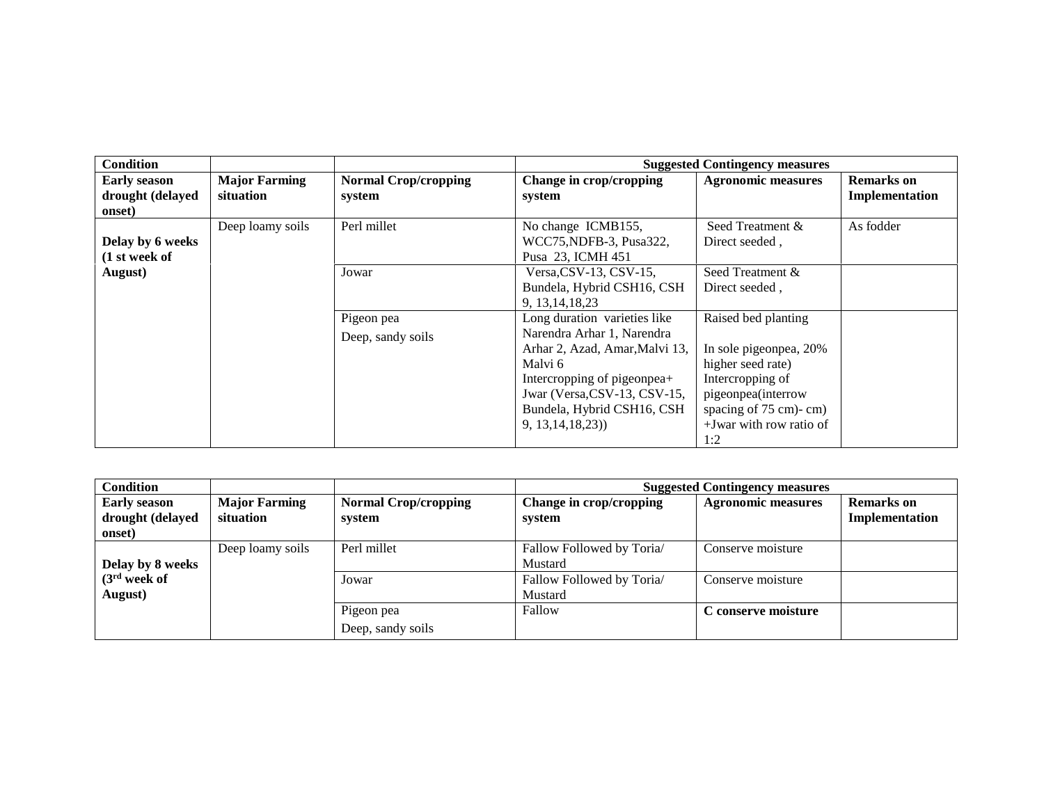| Condition | | | Suggested Contingency measures | | |
|---|---|---|---|---|---|
| **Early season drought (delayed onset)** | **Major Farming situation** | **Normal Crop/cropping system** | **Change in crop/cropping system** | **Agronomic measures** | **Remarks on Implementation** |
| **Delay by 6 weeks (1 st week of August)** | Deep loamy soils | Perl millet | No change ICMB155, WCC75,NDFB-3, Pusa322, Pusa 23, ICMH 451 | Seed Treatment & Direct seeded , | As fodder |
| | | Jowar | Versa,CSV-13, CSV-15, Bundela, Hybrid CSH16, CSH 9, 13,14,18,23 | Seed Treatment & Direct seeded , | |
| | | Pigeon pea<br>Deep, sandy soils | Long duration varieties like Narendra Arhar 1, Narendra Arhar 2, Azad, Amar,Malvi 13, Malvi 6<br>Intercropping of pigeonpea+ Jwar (Versa,CSV-13, CSV-15, Bundela, Hybrid CSH16, CSH 9, 13,14,18,23)) | Raised bed planting<br><br>In sole pigeonpea, 20% higher seed rate)<br>Intercropping of pigeonpea(interrow spacing of 75 cm)- cm) +Jwar with row ratio of 1:2 | |

| Condition | | | Suggested Contingency measures | | |
|---|---|---|---|---|---|
| **Early season drought (delayed onset)** | **Major Farming situation** | **Normal Crop/cropping system** | **Change in crop/cropping system** | **Agronomic measures** | **Remarks on Implementation** |
| **Delay by 8 weeks (3rd week of August)** | Deep loamy soils | Perl millet | Fallow Followed by Toria/ Mustard | Conserve moisture | |
| | | Jowar | Fallow Followed by Toria/ Mustard | Conserve moisture | |
| | | Pigeon pea<br>Deep, sandy soils | Fallow | **C conserve moisture** | |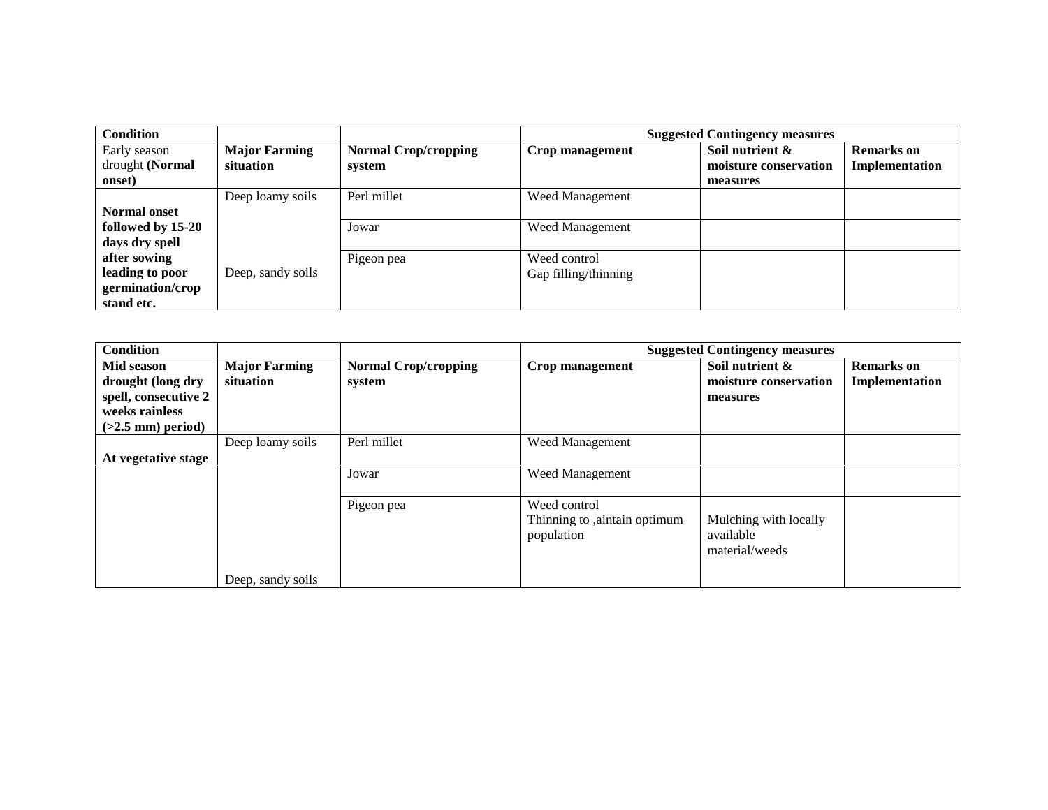| Condition | | | Suggested Contingency measures | | |
|---|---|---|---|---|---|
| Early season drought **(Normal onset)** | **Major Farming situation** | **Normal Crop/cropping system** | **Crop management** | **Soil nutrient & moisture conservation measures** | **Remarks on Implementation** |
| **Normal onset followed by 15-20 days dry spell after sowing leading to poor germination/crop stand etc.** | Deep loamy soils | Perl millet | Weed Management | | |
| | | Jowar | Weed Management | | |
| | Deep, sandy soils | Pigeon pea | Weed control<br>Gap filling/thinning | | |

| Condition | | | Suggested Contingency measures | | |
|---|---|---|---|---|---|
| **Mid season drought (long dry spell, consecutive 2 weeks rainless (>2.5 mm) period)** | **Major Farming situation** | **Normal Crop/cropping system** | **Crop management** | **Soil nutrient & moisture conservation measures** | **Remarks on Implementation** |
| **At vegetative stage** | Deep loamy soils | Perl millet | Weed Management | | |
| | | Jowar | Weed Management | | |
| | Deep, sandy soils | Pigeon pea | Weed control<br>Thinning to ,aintain optimum population | Mulching with locally available material/weeds | |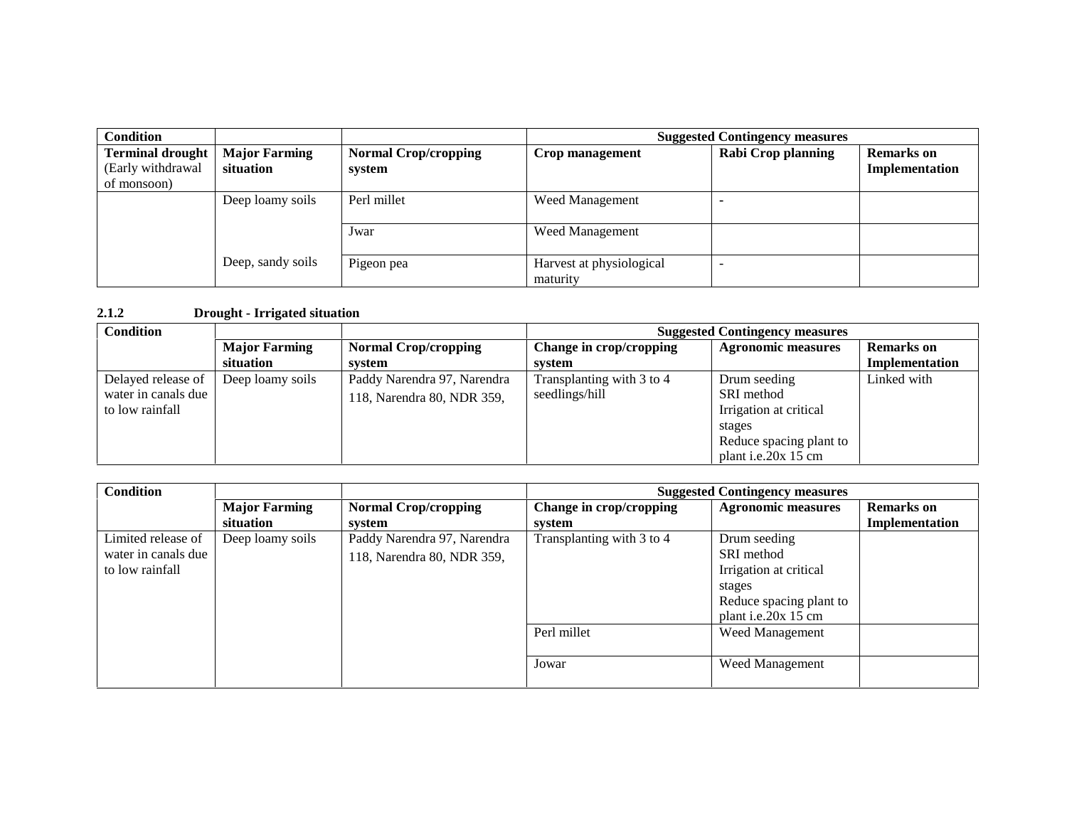| Condition | | | Suggested Contingency measures | | |
|---|---|---|---|---|---|
| **Terminal drought** (Early withdrawal of monsoon) | **Major Farming situation** | **Normal Crop/cropping system** | **Crop management** | **Rabi Crop planning** | **Remarks on Implementation** |
| | Deep loamy soils | Perl millet | Weed Management | - | |
| | | Jwar | Weed Management | | |
| | Deep, sandy soils | Pigeon pea | Harvest at physiological maturity | - | |

**2.1.2 Drought - Irrigated situation**

| Condition | | | Suggested Contingency measures | | |
|---|---|---|---|---|---|
| | **Major Farming situation** | **Normal Crop/cropping system** | **Change in crop/cropping system** | **Agronomic measures** | **Remarks on Implementation** |
| Delayed release of water in canals due to low rainfall | Deep loamy soils | Paddy Narendra 97, Narendra 118, Narendra 80, NDR 359, | Transplanting with 3 to 4 seedlings/hill | Drum seeding<br>SRI method<br>Irrigation at critical stages<br>Reduce spacing plant to plant i.e.20x 15 cm | Linked with |

| Condition | | | Suggested Contingency measures | | |
|---|---|---|---|---|---|
| | **Major Farming situation** | **Normal Crop/cropping system** | **Change in crop/cropping system** | **Agronomic measures** | **Remarks on Implementation** |
| Limited release of water in canals due to low rainfall | Deep loamy soils | Paddy Narendra 97, Narendra 118, Narendra 80, NDR 359, | Transplanting with 3 to 4 | Drum seeding<br>SRI method<br>Irrigation at critical stages<br>Reduce spacing plant to plant i.e.20x 15 cm | |
| | | | Perl millet | Weed Management | |
| | | | Jowar | Weed Management | |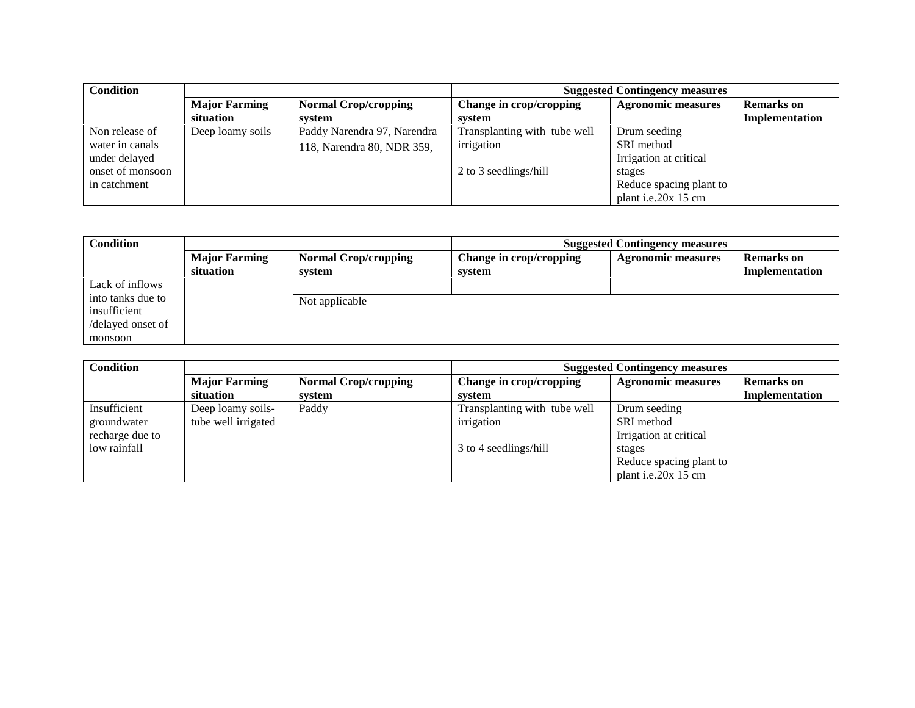| Condition | | | Suggested Contingency measures | | |
|---|---|---|---|---|---|
| | **Major Farming situation** | **Normal Crop/cropping system** | **Change in crop/cropping system** | **Agronomic measures** | **Remarks on Implementation** |
| Non release of water in canals under delayed onset of monsoon in catchment | Deep loamy soils | Paddy Narendra 97, Narendra 118, Narendra 80, NDR 359, | Transplanting with tube well irrigation<br><br>2 to 3 seedlings/hill | Drum seeding<br>SRI method<br>Irrigation at critical stages<br>Reduce spacing plant to plant i.e.20x 15 cm | |

| Condition | | | Suggested Contingency measures | | |
|---|---|---|---|---|---|
| | **Major Farming situation** | **Normal Crop/cropping system** | **Change in crop/cropping system** | **Agronomic measures** | **Remarks on Implementation** |
| Lack of inflows into tanks due to insufficient /delayed onset of monsoon | | Not applicable | | | |

| Condition | | | Suggested Contingency measures | | |
|---|---|---|---|---|---|
| | **Major Farming situation** | **Normal Crop/cropping system** | **Change in crop/cropping system** | **Agronomic measures** | **Remarks on Implementation** |
| Insufficient groundwater recharge due to low rainfall | Deep loamy soils- tube well irrigated | Paddy | Transplanting with tube well irrigation<br><br>3 to 4 seedlings/hill | Drum seeding<br>SRI method<br>Irrigation at critical stages<br>Reduce spacing plant to plant i.e.20x 15 cm | |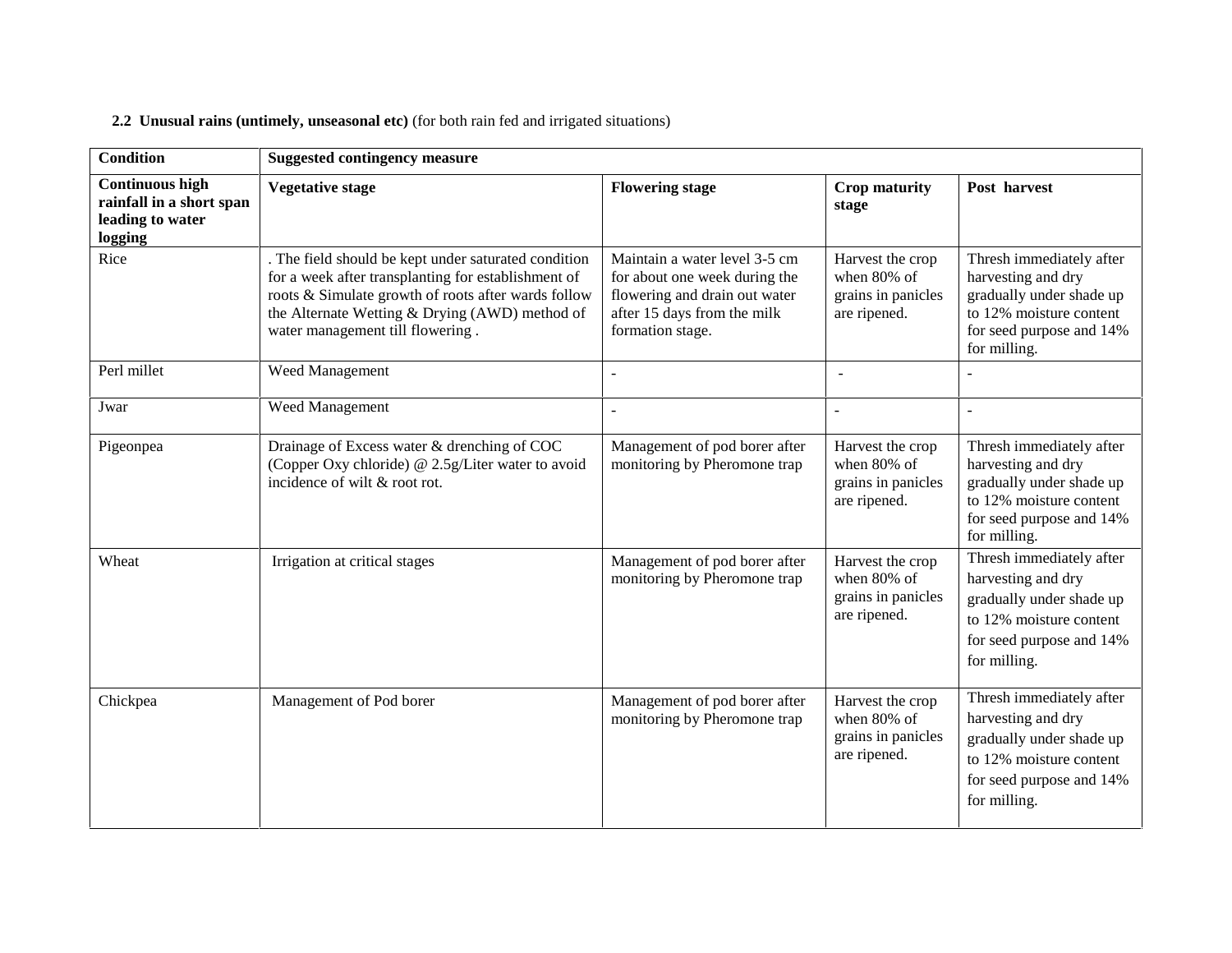**2.2 Unusual rains (untimely, unseasonal etc)** (for both rain fed and irrigated situations)

| **Condition** | **Suggested contingency measure** | | | |
|---|---|---|---|---|
| **Continuous high rainfall in a short span leading to water logging** | **Vegetative stage** | **Flowering stage** | **Crop maturity stage** | **Post harvest** |
| Rice | . The field should be kept under saturated condition for a week after transplanting for establishment of roots & Simulate growth of roots after wards follow the Alternate Wetting & Drying (AWD) method of water management till flowering . | Maintain a water level 3-5 cm for about one week during the flowering and drain out water after 15 days from the milk formation stage. | Harvest the crop when 80% of grains in panicles are ripened. | Thresh immediately after harvesting and dry gradually under shade up to 12% moisture content for seed purpose and 14% for milling. |
| Perl millet | Weed Management | - | - | - |
| Jwar | Weed Management | - | - | - |
| Pigeonpea | Drainage of Excess water & drenching of COC (Copper Oxy chloride) @ 2.5g/Liter water to avoid incidence of wilt & root rot. | Management of pod borer after monitoring by Pheromone trap | Harvest the crop when 80% of grains in panicles are ripened. | Thresh immediately after harvesting and dry gradually under shade up to 12% moisture content for seed purpose and 14% for milling. |
| Wheat | Irrigation at critical stages | Management of pod borer after monitoring by Pheromone trap | Harvest the crop when 80% of grains in panicles are ripened. | Thresh immediately after harvesting and dry gradually under shade up to 12% moisture content for seed purpose and 14% for milling. |
| Chickpea | Management of Pod borer | Management of pod borer after monitoring by Pheromone trap | Harvest the crop when 80% of grains in panicles are ripened. | Thresh immediately after harvesting and dry gradually under shade up to 12% moisture content for seed purpose and 14% for milling. |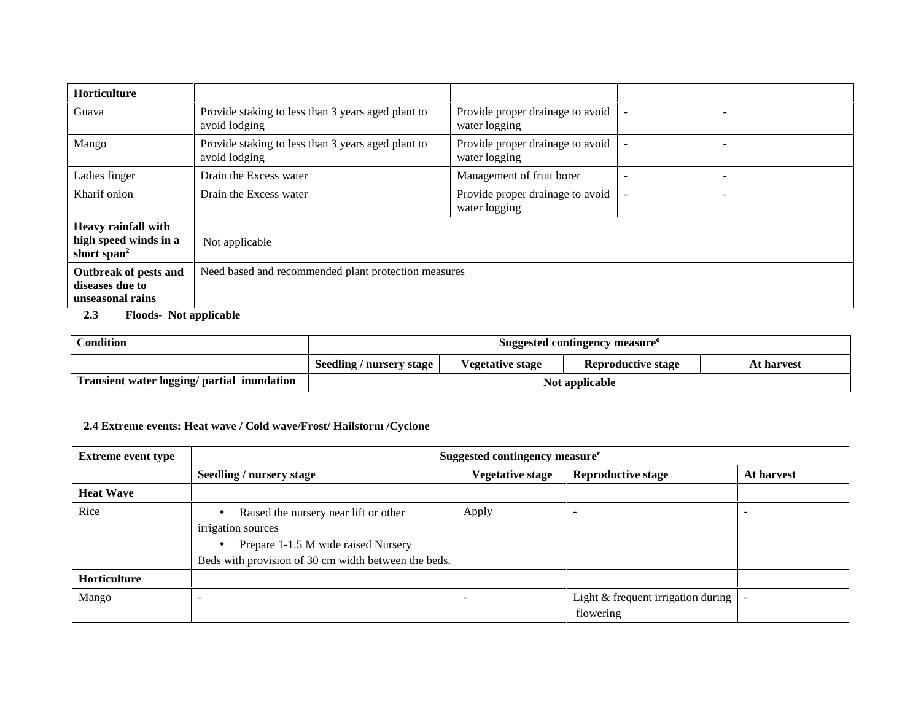| Horticulture | | | | |
|---|---|---|---|---|
| Guava | Provide staking to less than 3 years aged plant to avoid lodging | Provide proper drainage to avoid water logging | - | - |
| Mango | Provide staking to less than 3 years aged plant to avoid lodging | Provide proper drainage to avoid water logging | - | - |
| Ladies finger | Drain the Excess water | Management of fruit borer | - | - |
| Kharif onion | Drain the Excess water | Provide proper drainage to avoid water logging | - | - |
| **Heavy rainfall with high speed winds in a short span**[2] | Not applicable | | | |
| **Outbreak of pests and diseases due to unseasonal rains** | Need based and recommended plant protection measures | | | |

**2.3 Floods- Not applicable**

| Condition | Suggested contingency measure[o] | | | |
|---|---|---|---|---|
| | **Seedling / nursery stage** | **Vegetative stage** | **Reproductive stage** | **At harvest** |
| **Transient water logging/ partial inundation** | Not applicable | | | |

**2.4 Extreme events: Heat wave / Cold wave/Frost/ Hailstorm /Cyclone**

| Extreme event type | Suggested contingency measure[r] | | | |
|---|---|---|---|---|
| | **Seedling / nursery stage** | **Vegetative stage** | **Reproductive stage** | **At harvest** |
| **Heat Wave** | | | | |
| Rice | • Raised the nursery near lift or other irrigation sources<br>• Prepare 1-1.5 M wide raised Nursery Beds with provision of 30 cm width between the beds. | Apply | - | - |
| **Horticulture** | | | | |
| Mango | - | - | Light & frequent irrigation during flowering | - |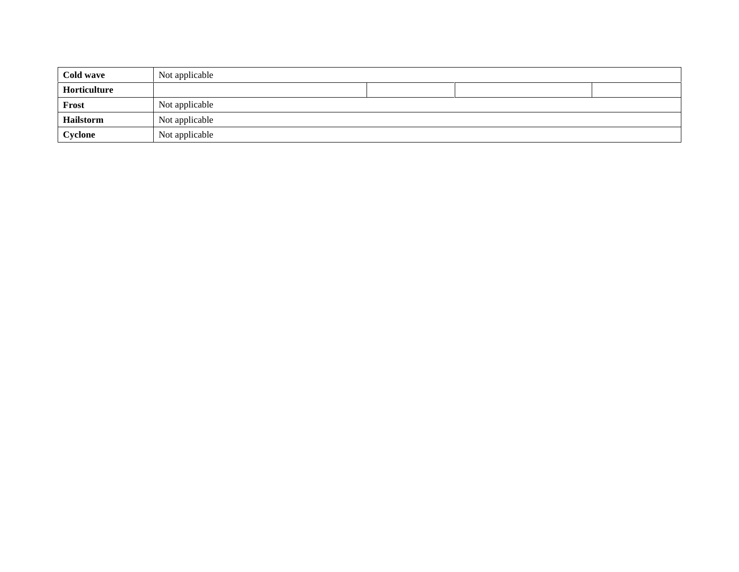| | | | | |
|---|---|---|---|---|
| **Cold wave** | Not applicable | | | |
| **Horticulture** | | | | |
| **Frost** | Not applicable | | | |
| **Hailstorm** | Not applicable | | | |
| **Cyclone** | Not applicable | | | |